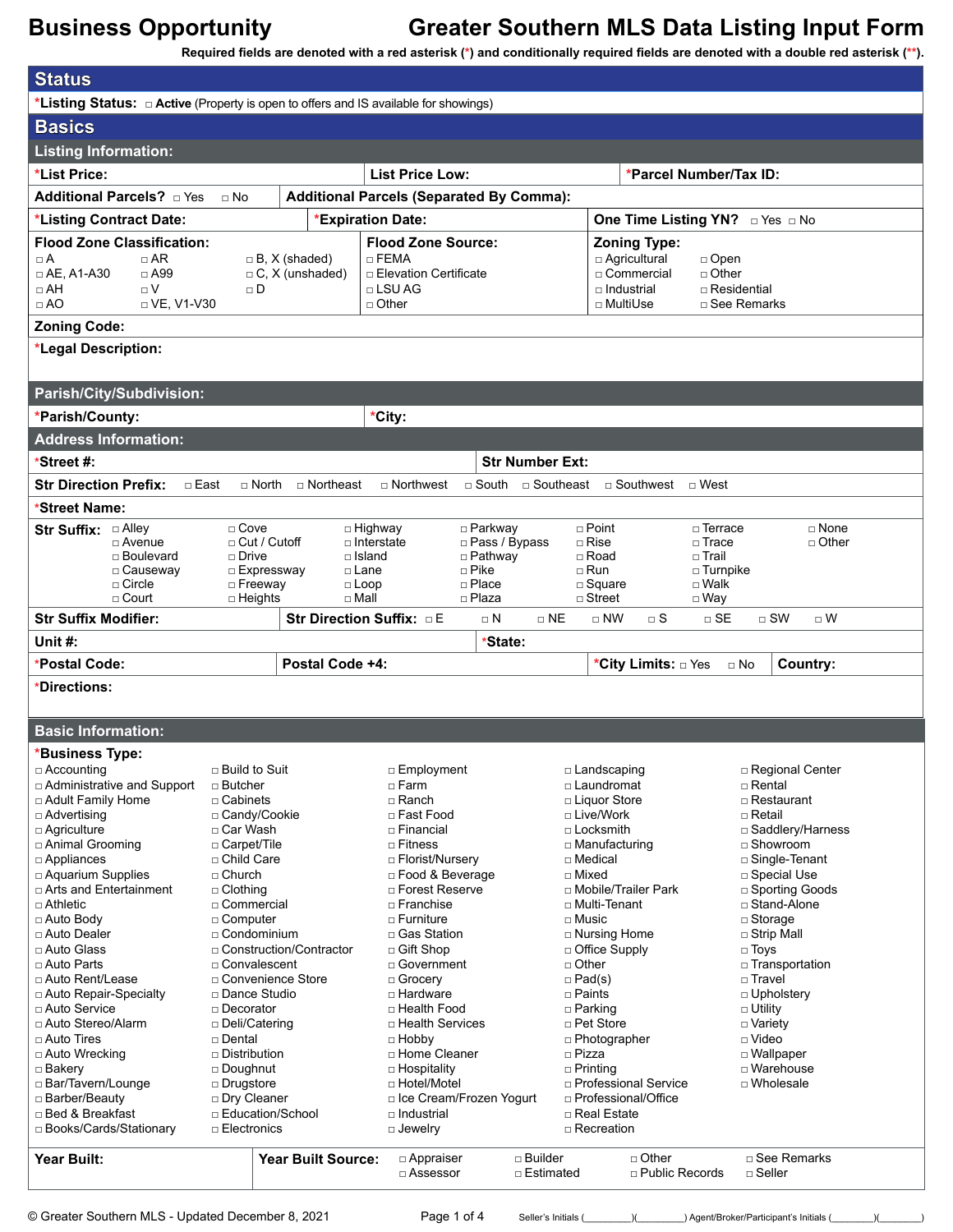# Business Opportunity — Greater Southern MLS Data Listing Input Form

Required fields are denoted with a red asterisk (*) and conditionally required fields are denoted with a double red asterisk (**).

## Status

*Listing Status: □ Active (Property is open to offers and IS available for showings)

## Basics

### Listing Information:

| *List Price: | List Price Low: | *Parcel Number/Tax ID: |
|---|---|---|

**Additional Parcels?** □ Yes □ No | **Additional Parcels (Separated By Comma):**

**\*Listing Contract Date:** | **\*Expiration Date:** | **One Time Listing YN?** □ Yes □ No

**Flood Zone Classification:**
□ A
□ AE, A1-A30
□ AH
□ AO
□ AR
□ A99
□ V
□ VE, V1-V30
□ B, X (shaded)
□ C, X (unshaded)
□ D

**Flood Zone Source:**
□ FEMA
□ Elevation Certificate
□ LSU AG
□ Other

**Zoning Type:**
□ Agricultural
□ Commercial
□ Industrial
□ MultiUse
□ Open
□ Other
□ Residential
□ See Remarks

**Zoning Code:**

**\*Legal Description:**

### Parish/City/Subdivision:

**\*Parish/County:** | **\*City:**

### Address Information:

**\*Street #:** | **Str Number Ext:**

**Str Direction Prefix:** □ East □ North □ Northeast □ Northwest □ South □ Southeast □ Southwest □ West

**\*Street Name:**

**Str Suffix:**
□ Alley □ Avenue □ Boulevard □ Causeway □ Circle □ Court
□ Cove □ Cut / Cutoff □ Drive □ Expressway □ Freeway □ Heights
□ Highway □ Interstate □ Island □ Lane □ Loop □ Mall
□ Parkway □ Pass / Bypass □ Pathway □ Pike □ Place □ Plaza
□ Point □ Rise □ Road □ Run □ Square □ Street
□ Terrace □ Trace □ Trail □ Turnpike □ Walk □ Way
□ None □ Other

**Str Suffix Modifier:** | **Str Direction Suffix:** □ E □ N □ NE □ NW □ S □ SE □ SW □ W

**Unit #:** | **\*State:**

**\*Postal Code:** | **Postal Code +4:** | **\*City Limits:** □ Yes □ No | **Country:**

**\*Directions:**

### Basic Information:

**\*Business Type:**
□ Accounting
□ Administrative and Support
□ Adult Family Home
□ Advertising
□ Agriculture
□ Animal Grooming
□ Appliances
□ Aquarium Supplies
□ Arts and Entertainment
□ Athletic
□ Auto Body
□ Auto Dealer
□ Auto Glass
□ Auto Parts
□ Auto Rent/Lease
□ Auto Repair-Specialty
□ Auto Service
□ Auto Stereo/Alarm
□ Auto Tires
□ Auto Wrecking
□ Bakery
□ Bar/Tavern/Lounge
□ Barber/Beauty
□ Bed & Breakfast
□ Books/Cards/Stationary
□ Build to Suit
□ Butcher
□ Cabinets
□ Candy/Cookie
□ Car Wash
□ Carpet/Tile
□ Child Care
□ Church
□ Clothing
□ Commercial
□ Computer
□ Condominium
□ Construction/Contractor
□ Convalescent
□ Convenience Store
□ Dance Studio
□ Decorator
□ Deli/Catering
□ Dental
□ Distribution
□ Doughnut
□ Drugstore
□ Dry Cleaner
□ Education/School
□ Electronics
□ Employment
□ Farm
□ Ranch
□ Fast Food
□ Financial
□ Fitness
□ Florist/Nursery
□ Food & Beverage
□ Forest Reserve
□ Franchise
□ Furniture
□ Gas Station
□ Gift Shop
□ Government
□ Grocery
□ Hardware
□ Health Food
□ Health Services
□ Hobby
□ Home Cleaner
□ Hospitality
□ Hotel/Motel
□ Ice Cream/Frozen Yogurt
□ Industrial
□ Jewelry
□ Landscaping
□ Laundromat
□ Liquor Store
□ Live/Work
□ Locksmith
□ Manufacturing
□ Medical
□ Mixed
□ Mobile/Trailer Park
□ Multi-Tenant
□ Music
□ Nursing Home
□ Office Supply
□ Other
□ Pad(s)
□ Paints
□ Parking
□ Pet Store
□ Photographer
□ Pizza
□ Printing
□ Professional Service
□ Professional/Office
□ Real Estate
□ Recreation
□ Regional Center
□ Rental
□ Restaurant
□ Retail
□ Saddlery/Harness
□ Showroom
□ Single-Tenant
□ Special Use
□ Sporting Goods
□ Stand-Alone
□ Storage
□ Strip Mall
□ Toys
□ Transportation
□ Travel
□ Upholstery
□ Utility
□ Variety
□ Video
□ Wallpaper
□ Warehouse
□ Wholesale

**Year Built:** | **Year Built Source:** □ Appraiser □ Assessor □ Builder □ Estimated □ Other □ Public Records □ See Remarks □ Seller

© Greater Southern MLS - Updated December 8, 2021

Seller's Initials (________)(________) Agent/Broker/Participant's Initials (________)(________)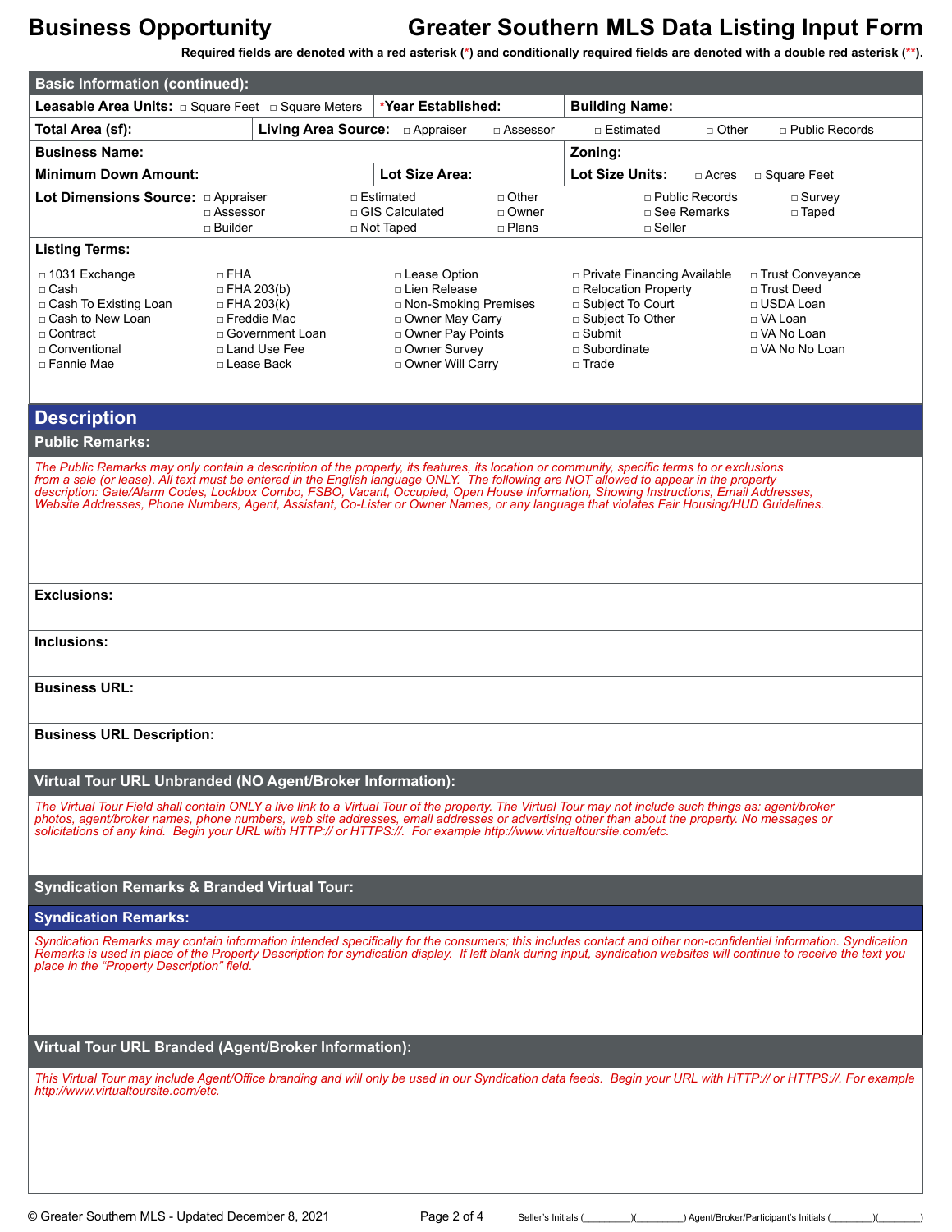# Business Opportunity — Greater Southern MLS Data Listing Input Form

**Required fields are denoted with a red asterisk (*) and conditionally required fields are denoted with a double red asterisk (**).**

## Basic Information (continued):

**Leasable Area Units:** □ Square Feet □ Square Meters

***Year Established:**

**Building Name:**

**Total Area (sf):**

**Living Area Source:** □ Appraiser □ Assessor □ Estimated □ Other □ Public Records

**Business Name:**

**Zoning:**

**Minimum Down Amount:**

**Lot Size Area:**

**Lot Size Units:** □ Acres □ Square Feet

**Lot Dimensions Source:**
- □ Appraiser
- □ Assessor
- □ Builder
- □ Estimated
- □ GIS Calculated
- □ Not Taped
- □ Other
- □ Owner
- □ Plans
- □ Public Records
- □ See Remarks
- □ Seller
- □ Survey
- □ Taped

**Listing Terms:**
- □ 1031 Exchange
- □ Cash
- □ Cash To Existing Loan
- □ Cash to New Loan
- □ Contract
- □ Conventional
- □ Fannie Mae
- □ FHA
- □ FHA 203(b)
- □ FHA 203(k)
- □ Freddie Mac
- □ Government Loan
- □ Land Use Fee
- □ Lease Back
- □ Lease Option
- □ Lien Release
- □ Non-Smoking Premises
- □ Owner May Carry
- □ Owner Pay Points
- □ Owner Survey
- □ Owner Will Carry
- □ Private Financing Available
- □ Relocation Property
- □ Subject To Court
- □ Subject To Other
- □ Submit
- □ Subordinate
- □ Trade
- □ Trust Conveyance
- □ Trust Deed
- □ USDA Loan
- □ VA Loan
- □ VA No Loan
- □ VA No No Loan

## Description

### Public Remarks:

*The Public Remarks may only contain a description of the property, its features, its location or community, specific terms to or exclusions from a sale (or lease). All text must be entered in the English language ONLY. The following are NOT allowed to appear in the property description: Gate/Alarm Codes, Lockbox Combo, FSBO, Vacant, Occupied, Open House Information, Showing Instructions, Email Addresses, Website Addresses, Phone Numbers, Agent, Assistant, Co-Lister or Owner Names, or any language that violates Fair Housing/HUD Guidelines.*

**Exclusions:**

**Inclusions:**

**Business URL:**

**Business URL Description:**

### Virtual Tour URL Unbranded (NO Agent/Broker Information):

*The Virtual Tour Field shall contain ONLY a live link to a Virtual Tour of the property. The Virtual Tour may not include such things as: agent/broker photos, agent/broker names, phone numbers, web site addresses, email addresses or advertising other than about the property. No messages or solicitations of any kind. Begin your URL with HTTP:// or HTTPS://. For example http://www.virtualtoursite.com/etc.*

### Syndication Remarks & Branded Virtual Tour:

### Syndication Remarks:

*Syndication Remarks may contain information intended specifically for the consumers; this includes contact and other non-confidential information. Syndication Remarks is used in place of the Property Description for syndication display. If left blank during input, syndication websites will continue to receive the text you place in the "Property Description" field.*

### Virtual Tour URL Branded (Agent/Broker Information):

*This Virtual Tour may include Agent/Office branding and will only be used in our Syndication data feeds. Begin your URL with HTTP:// or HTTPS://. For example http://www.virtualtoursite.com/etc.*

Seller's Initials (________)(________) Agent/Broker/Participant's Initials (________)(________)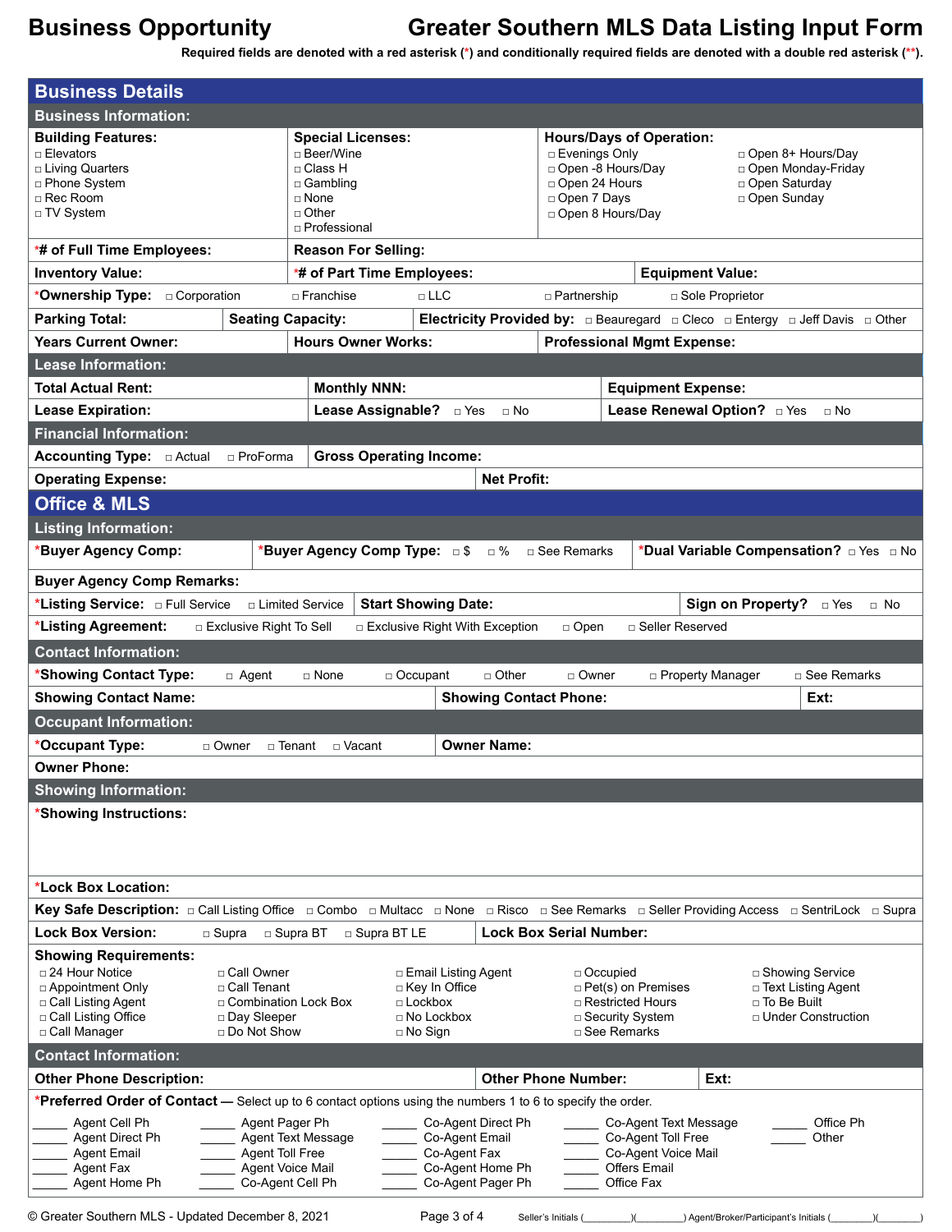# Business Opportunity — Greater Southern MLS Data Listing Input Form

Required fields are denoted with a red asterisk (*) and conditionally required fields are denoted with a double red asterisk (**).

## Business Details

### Business Information:

**Building Features:**
- ☐ Elevators
- ☐ Living Quarters
- ☐ Phone System
- ☐ Rec Room
- ☐ TV System

**Special Licenses:**
- ☐ Beer/Wine
- ☐ Class H
- ☐ Gambling
- ☐ None
- ☐ Other
- ☐ Professional

**Hours/Days of Operation:**
- ☐ Evenings Only
- ☐ Open -8 Hours/Day
- ☐ Open 24 Hours
- ☐ Open 7 Days
- ☐ Open 8 Hours/Day
- ☐ Open 8+ Hours/Day
- ☐ Open Monday-Friday
- ☐ Open Saturday
- ☐ Open Sunday

**\*# of Full Time Employees:** | **Reason For Selling:**

**Inventory Value:** | **\*# of Part Time Employees:** | **Equipment Value:**

**\*Ownership Type:** ☐ Corporation ☐ Franchise ☐ LLC ☐ Partnership ☐ Sole Proprietor

**Parking Total:** | **Seating Capacity:** | **Electricity Provided by:** ☐ Beauregard ☐ Cleco ☐ Entergy ☐ Jeff Davis ☐ Other

**Years Current Owner:** | **Hours Owner Works:** | **Professional Mgmt Expense:**

### Lease Information:

**Total Actual Rent:** | **Monthly NNN:** | **Equipment Expense:**

**Lease Expiration:** | **Lease Assignable?** ☐ Yes ☐ No | **Lease Renewal Option?** ☐ Yes ☐ No

### Financial Information:

**Accounting Type:** ☐ Actual ☐ ProForma | **Gross Operating Income:**

**Operating Expense:** | **Net Profit:**

## Office & MLS

### Listing Information:

**\*Buyer Agency Comp:** | **\*Buyer Agency Comp Type:** ☐ $ ☐ % ☐ See Remarks | **\*Dual Variable Compensation?** ☐ Yes ☐ No

**Buyer Agency Comp Remarks:**

**\*Listing Service:** ☐ Full Service ☐ Limited Service | **Start Showing Date:** | **Sign on Property?** ☐ Yes ☐ No

**\*Listing Agreement:** ☐ Exclusive Right To Sell ☐ Exclusive Right With Exception ☐ Open ☐ Seller Reserved

### Contact Information:

**\*Showing Contact Type:** ☐ Agent ☐ None ☐ Occupant ☐ Other ☐ Owner ☐ Property Manager ☐ See Remarks

**Showing Contact Name:** | **Showing Contact Phone:** | **Ext:**

### Occupant Information:

**\*Occupant Type:** ☐ Owner ☐ Tenant ☐ Vacant | **Owner Name:**

**Owner Phone:**

### Showing Information:

**\*Showing Instructions:**

**\*Lock Box Location:**

**Key Safe Description:** ☐ Call Listing Office ☐ Combo ☐ Multacc ☐ None ☐ Risco ☐ See Remarks ☐ Seller Providing Access ☐ SentriLock ☐ Supra

**Lock Box Version:** ☐ Supra ☐ Supra BT ☐ Supra BT LE | **Lock Box Serial Number:**

**Showing Requirements:**
- ☐ 24 Hour Notice
- ☐ Appointment Only
- ☐ Call Listing Agent
- ☐ Call Listing Office
- ☐ Call Manager
- ☐ Call Owner
- ☐ Call Tenant
- ☐ Combination Lock Box
- ☐ Day Sleeper
- ☐ Do Not Show
- ☐ Email Listing Agent
- ☐ Key In Office
- ☐ Lockbox
- ☐ No Lockbox
- ☐ No Sign
- ☐ Occupied
- ☐ Pet(s) on Premises
- ☐ Restricted Hours
- ☐ Security System
- ☐ See Remarks
- ☐ Showing Service
- ☐ Text Listing Agent
- ☐ To Be Built
- ☐ Under Construction

### Contact Information:

**Other Phone Description:** | **Other Phone Number:** | **Ext:**

**\*Preferred Order of Contact** — Select up to 6 contact options using the numbers 1 to 6 to specify the order.

- _____ Agent Cell Ph
- _____ Agent Direct Ph
- _____ Agent Email
- _____ Agent Fax
- _____ Agent Home Ph
- _____ Agent Pager Ph
- _____ Agent Text Message
- _____ Agent Toll Free
- _____ Agent Voice Mail
- _____ Co-Agent Cell Ph
- _____ Co-Agent Direct Ph
- _____ Co-Agent Email
- _____ Co-Agent Fax
- _____ Co-Agent Home Ph
- _____ Co-Agent Pager Ph
- _____ Co-Agent Text Message
- _____ Co-Agent Toll Free
- _____ Co-Agent Voice Mail
- _____ Offers Email
- _____ Office Fax
- _____ Office Ph
- _____ Other

© Greater Southern MLS - Updated December 8, 2021

Seller's Initials (________)(________) Agent/Broker/Participant's Initials (________)(________)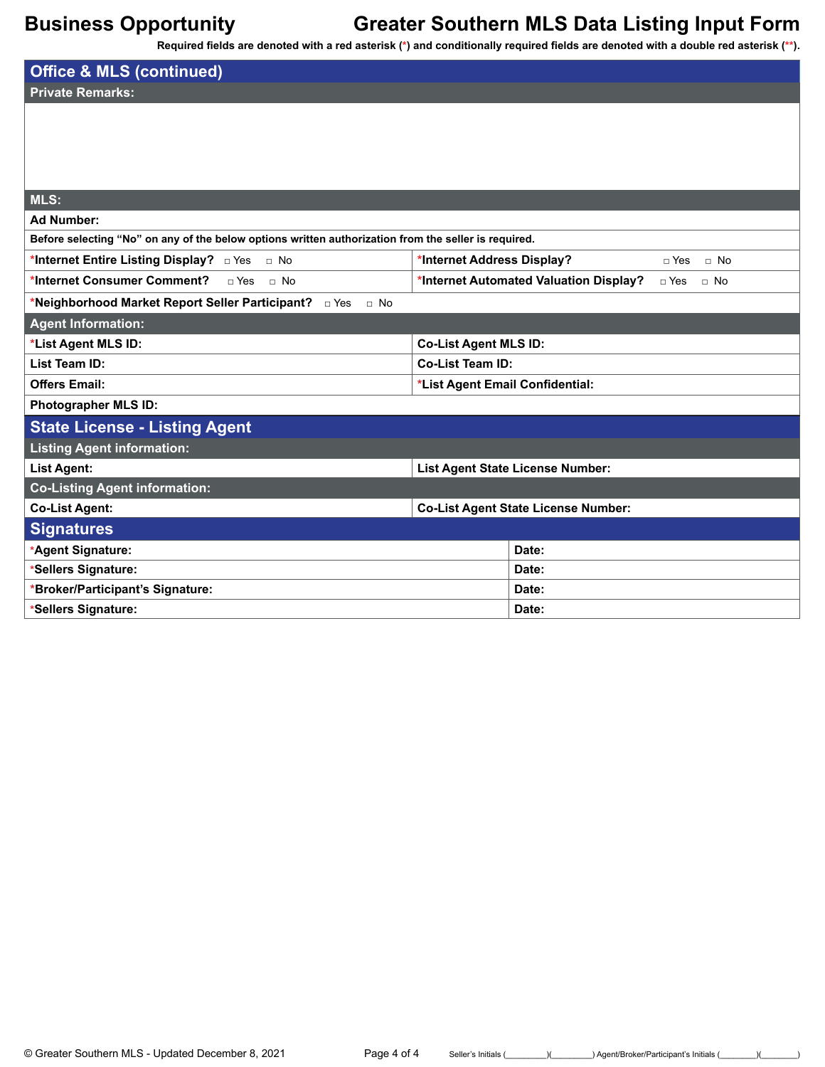# Business Opportunity — Greater Southern MLS Data Listing Input Form

**Required fields are denoted with a red asterisk (*) and conditionally required fields are denoted with a double red asterisk (**).**

## Office & MLS (continued)

### Private Remarks:

### MLS:

**Ad Number:**

**Before selecting "No" on any of the below options written authorization from the seller is required.**

| | |
|---|---|
| ***Internet Entire Listing Display?** □ Yes □ No | ***Internet Address Display?** □ Yes □ No |
| ***Internet Consumer Comment?** □ Yes □ No | ***Internet Automated Valuation Display?** □ Yes □ No |
| ***Neighborhood Market Report Seller Participant?** □ Yes □ No | |

### Agent Information:

| | |
|---|---|
| ***List Agent MLS ID:** | **Co-List Agent MLS ID:** |
| **List Team ID:** | **Co-List Team ID:** |
| **Offers Email:** | ***List Agent Email Confidential:** |
| **Photographer MLS ID:** | |

## State License - Listing Agent

### Listing Agent information:

| | |
|---|---|
| **List Agent:** | **List Agent State License Number:** |

### Co-Listing Agent information:

| | |
|---|---|
| **Co-List Agent:** | **Co-List Agent State License Number:** |

## Signatures

| | |
|---|---|
| ***Agent Signature:** | **Date:** |
| ***Sellers Signature:** | **Date:** |
| ***Broker/Participant's Signature:** | **Date:** |
| ***Sellers Signature:** | **Date:** |

© Greater Southern MLS - Updated December 8, 2021

Seller's Initials (________)(________) Agent/Broker/Participant's Initials (________)(________)